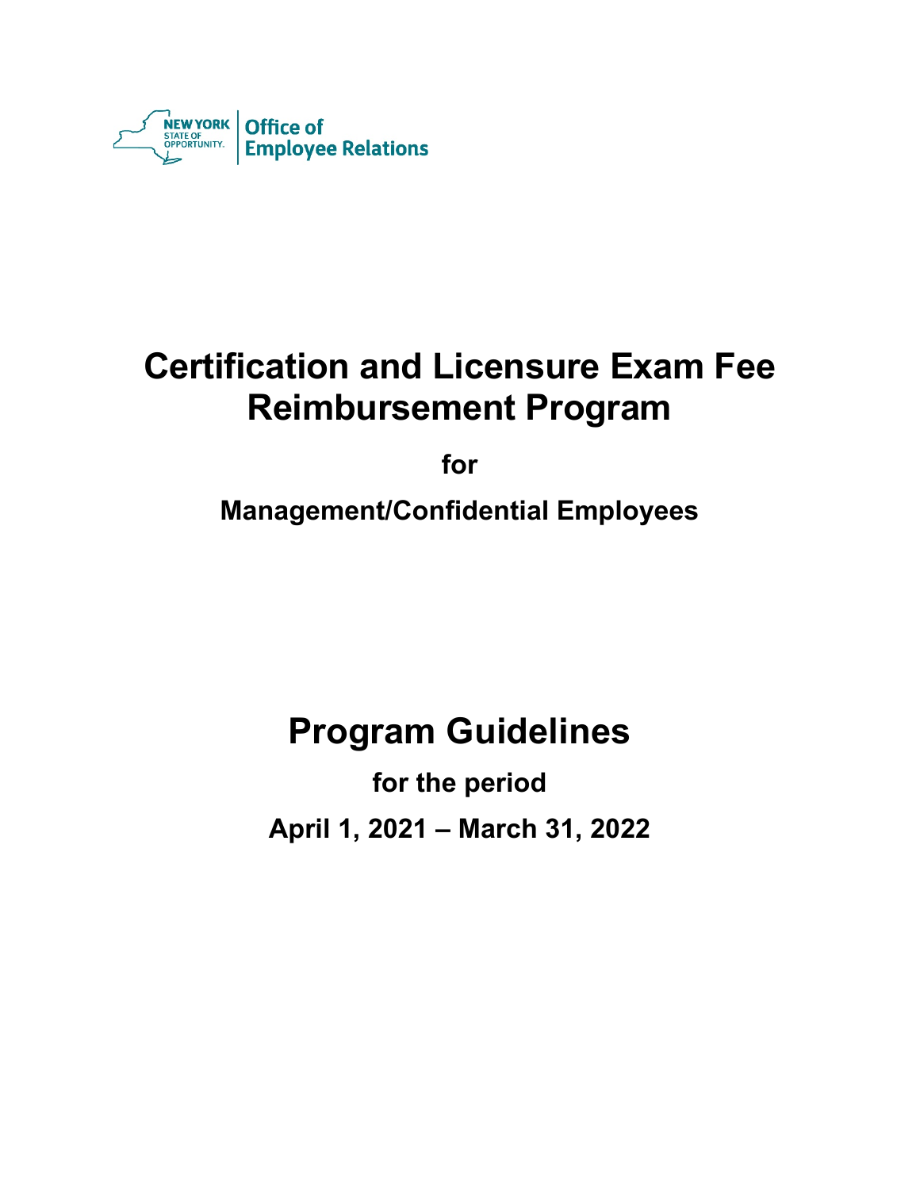NEW YORK STATE OF OPPORTUNITY. | Office of Employee Relations

# Certification and Licensure Exam Fee Reimbursement Program

**for**

**Management/Confidential Employees**

# Program Guidelines

**for the period**

**April 1, 2021 – March 31, 2022**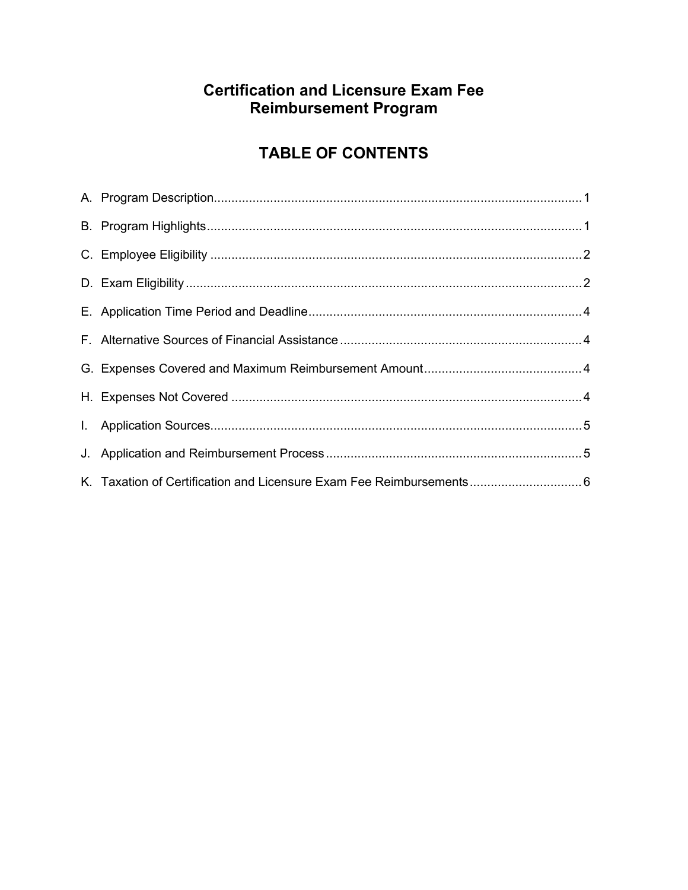# Certification and Licensure Exam Fee Reimbursement Program

## TABLE OF CONTENTS

A. Program Description........................................................................................................1

B. Program Highlights..........................................................................................................1

C. Employee Eligibility .........................................................................................................2

D. Exam Eligibility ................................................................................................................2

E. Application Time Period and Deadline.............................................................................4

F. Alternative Sources of Financial Assistance ....................................................................4

G. Expenses Covered and Maximum Reimbursement Amount............................................4

H. Expenses Not Covered ...................................................................................................4

I. Application Sources.........................................................................................................5

J. Application and Reimbursement Process ........................................................................5

K. Taxation of Certification and Licensure Exam Fee Reimbursements ...............................6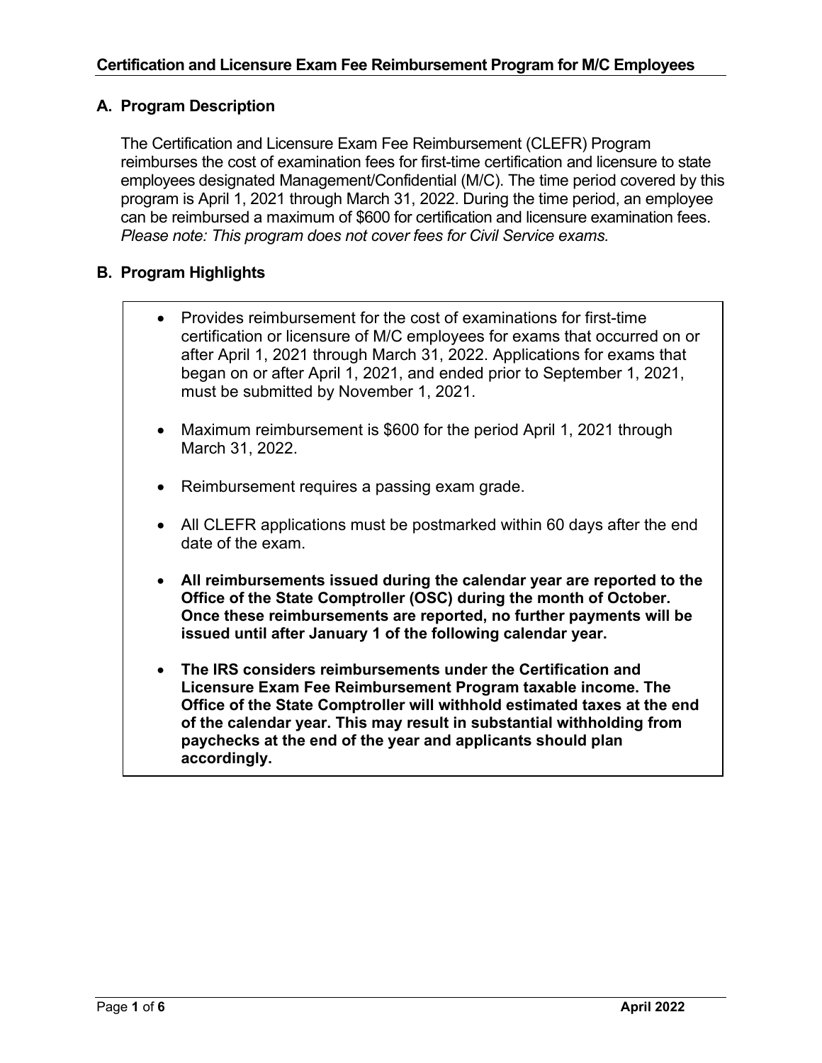## Certification and Licensure Exam Fee Reimbursement Program for M/C Employees

### A. Program Description

The Certification and Licensure Exam Fee Reimbursement (CLEFR) Program reimburses the cost of examination fees for first-time certification and licensure to state employees designated Management/Confidential (M/C). The time period covered by this program is April 1, 2021 through March 31, 2022. During the time period, an employee can be reimbursed a maximum of $600 for certification and licensure examination fees. *Please note: This program does not cover fees for Civil Service exams.*

### B. Program Highlights

- Provides reimbursement for the cost of examinations for first-time certification or licensure of M/C employees for exams that occurred on or after April 1, 2021 through March 31, 2022. Applications for exams that began on or after April 1, 2021, and ended prior to September 1, 2021, must be submitted by November 1, 2021.

- Maximum reimbursement is $600 for the period April 1, 2021 through March 31, 2022.

- Reimbursement requires a passing exam grade.

- All CLEFR applications must be postmarked within 60 days after the end date of the exam.

- **All reimbursements issued during the calendar year are reported to the Office of the State Comptroller (OSC) during the month of October. Once these reimbursements are reported, no further payments will be issued until after January 1 of the following calendar year.**

- **The IRS considers reimbursements under the Certification and Licensure Exam Fee Reimbursement Program taxable income. The Office of the State Comptroller will withhold estimated taxes at the end of the calendar year. This may result in substantial withholding from paychecks at the end of the year and applicants should plan accordingly.**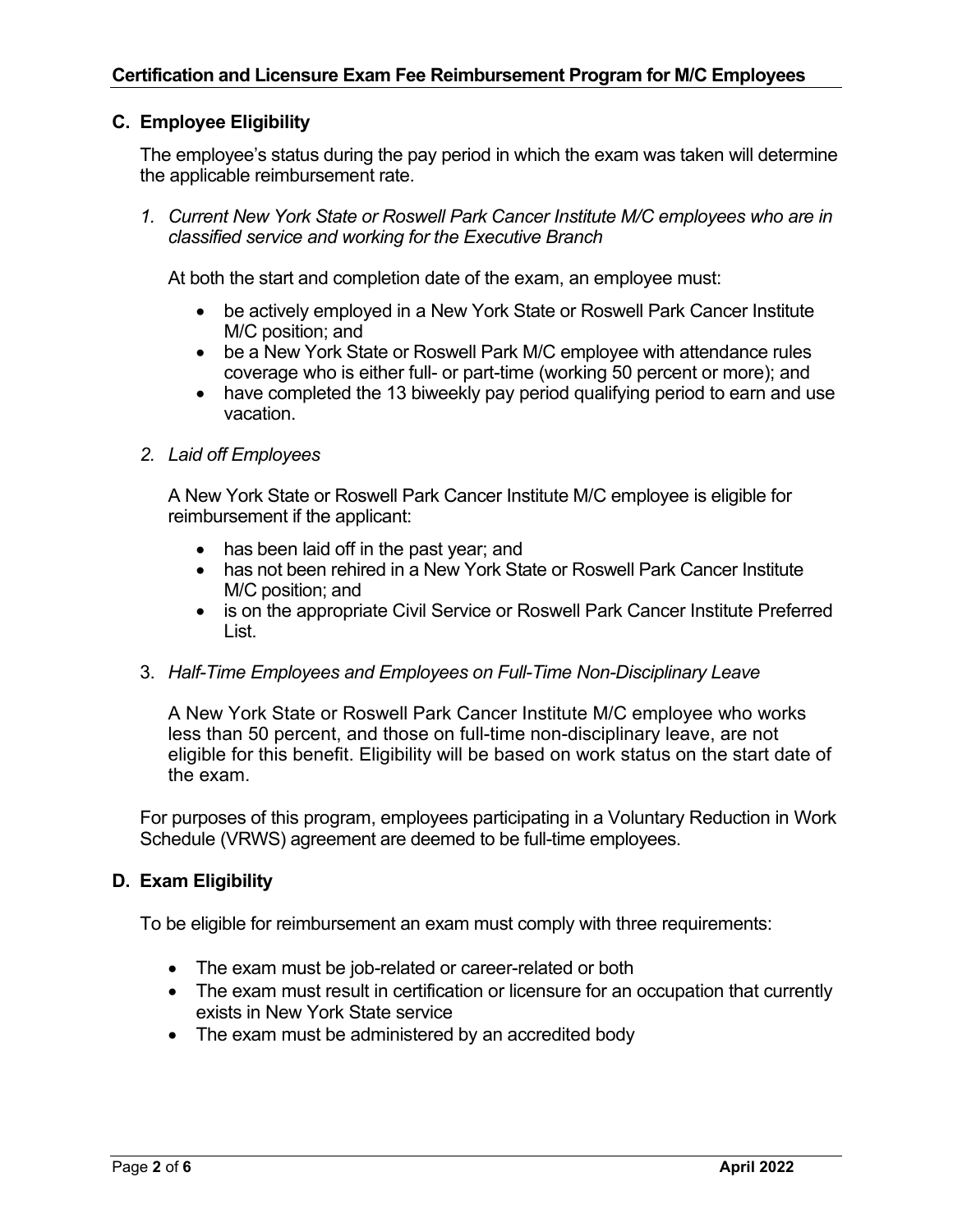### C. Employee Eligibility

The employee's status during the pay period in which the exam was taken will determine the applicable reimbursement rate.

*1. Current New York State or Roswell Park Cancer Institute M/C employees who are in classified service and working for the Executive Branch*

At both the start and completion date of the exam, an employee must:

- be actively employed in a New York State or Roswell Park Cancer Institute M/C position; and
- be a New York State or Roswell Park M/C employee with attendance rules coverage who is either full- or part-time (working 50 percent or more); and
- have completed the 13 biweekly pay period qualifying period to earn and use vacation.

*2. Laid off Employees*

A New York State or Roswell Park Cancer Institute M/C employee is eligible for reimbursement if the applicant:

- has been laid off in the past year; and
- has not been rehired in a New York State or Roswell Park Cancer Institute M/C position; and
- is on the appropriate Civil Service or Roswell Park Cancer Institute Preferred List.

3. *Half-Time Employees and Employees on Full-Time Non-Disciplinary Leave*

A New York State or Roswell Park Cancer Institute M/C employee who works less than 50 percent, and those on full-time non-disciplinary leave, are not eligible for this benefit. Eligibility will be based on work status on the start date of the exam.

For purposes of this program, employees participating in a Voluntary Reduction in Work Schedule (VRWS) agreement are deemed to be full-time employees.

### D. Exam Eligibility

To be eligible for reimbursement an exam must comply with three requirements:

- The exam must be job-related or career-related or both
- The exam must result in certification or licensure for an occupation that currently exists in New York State service
- The exam must be administered by an accredited body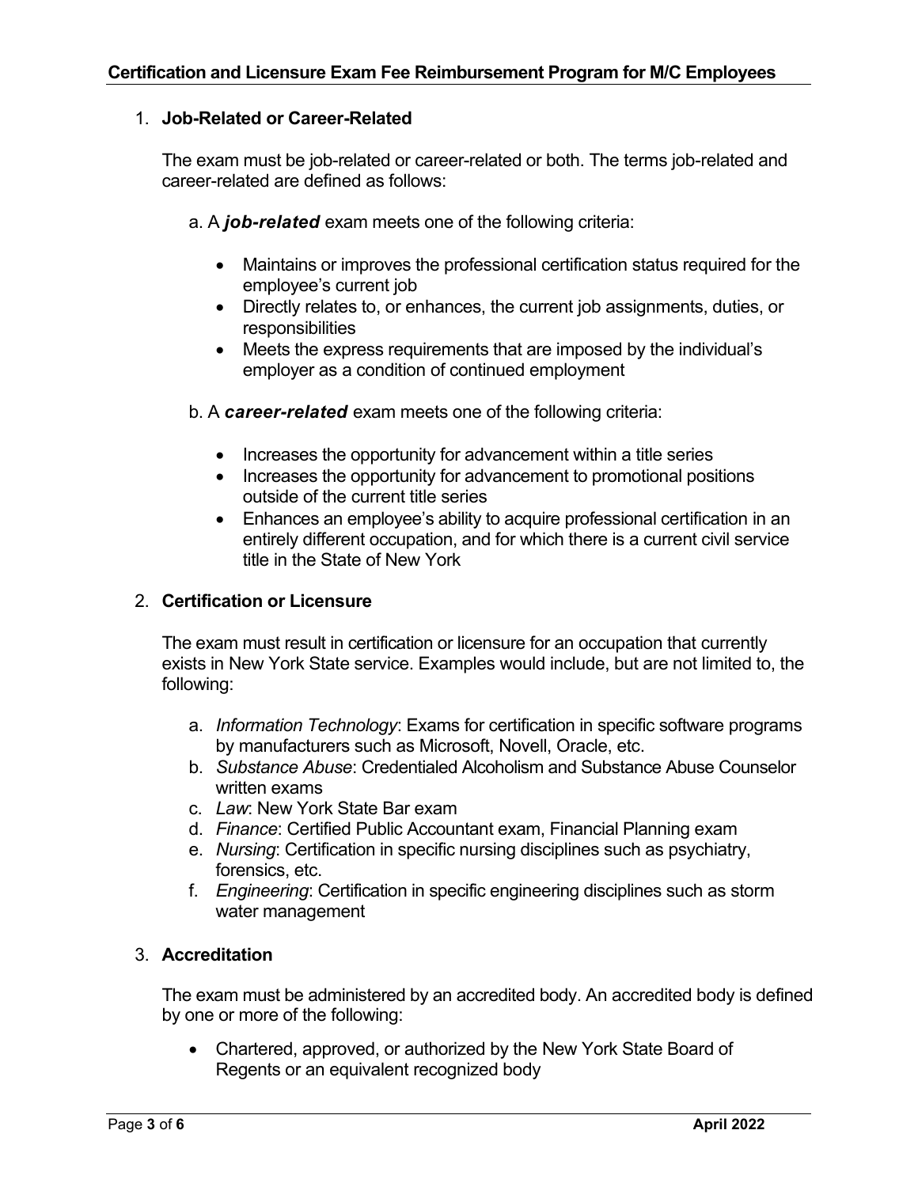1. **Job-Related or Career-Related**

   The exam must be job-related or career-related or both. The terms job-related and career-related are defined as follows:

   a. A ***job-related*** exam meets one of the following criteria:

   - Maintains or improves the professional certification status required for the employee's current job
   - Directly relates to, or enhances, the current job assignments, duties, or responsibilities
   - Meets the express requirements that are imposed by the individual's employer as a condition of continued employment

   b. A ***career-related*** exam meets one of the following criteria:

   - Increases the opportunity for advancement within a title series
   - Increases the opportunity for advancement to promotional positions outside of the current title series
   - Enhances an employee's ability to acquire professional certification in an entirely different occupation, and for which there is a current civil service title in the State of New York

2. **Certification or Licensure**

   The exam must result in certification or licensure for an occupation that currently exists in New York State service. Examples would include, but are not limited to, the following:

   a. *Information Technology*: Exams for certification in specific software programs by manufacturers such as Microsoft, Novell, Oracle, etc.
   b. *Substance Abuse*: Credentialed Alcoholism and Substance Abuse Counselor written exams
   c. *Law*: New York State Bar exam
   d. *Finance*: Certified Public Accountant exam, Financial Planning exam
   e. *Nursing*: Certification in specific nursing disciplines such as psychiatry, forensics, etc.
   f. *Engineering*: Certification in specific engineering disciplines such as storm water management

3. **Accreditation**

   The exam must be administered by an accredited body. An accredited body is defined by one or more of the following:

   - Chartered, approved, or authorized by the New York State Board of Regents or an equivalent recognized body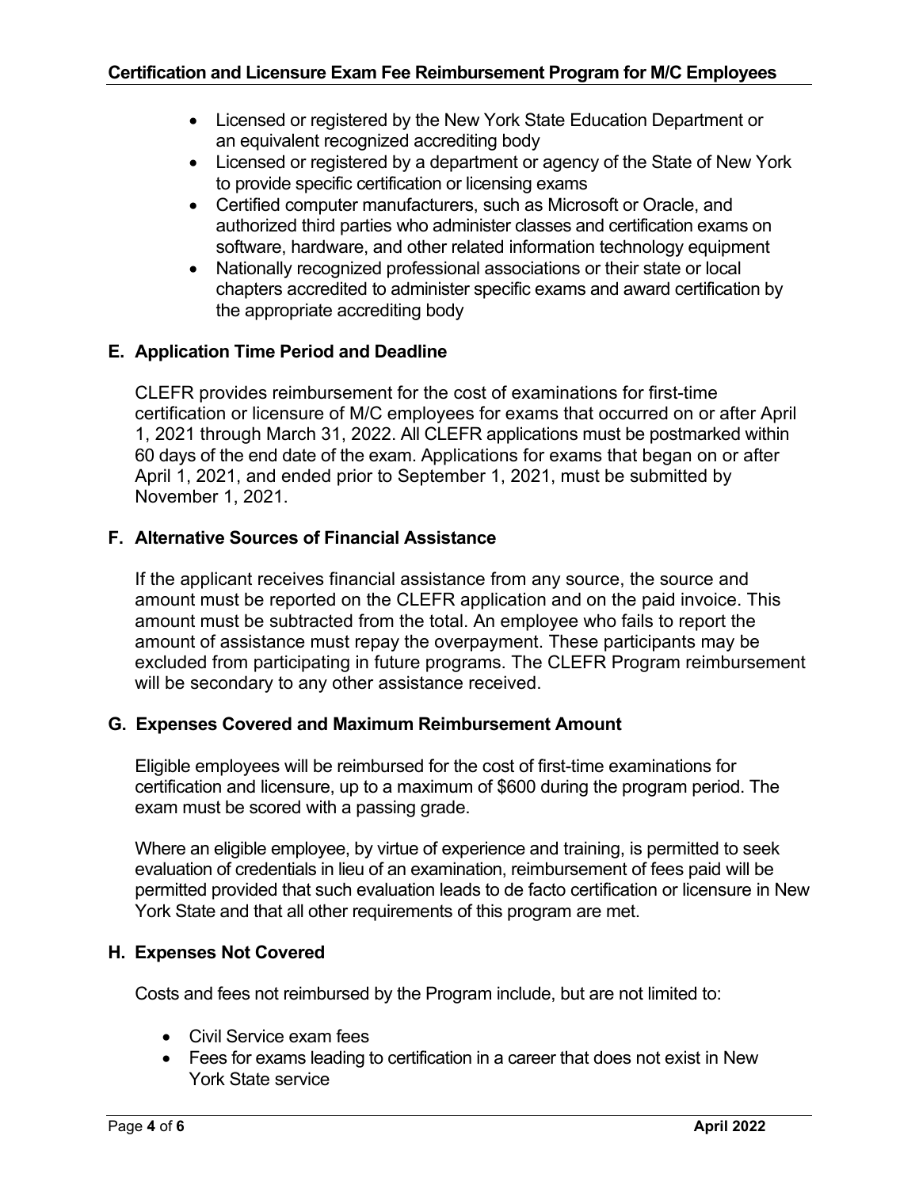- Licensed or registered by the New York State Education Department or an equivalent recognized accrediting body
- Licensed or registered by a department or agency of the State of New York to provide specific certification or licensing exams
- Certified computer manufacturers, such as Microsoft or Oracle, and authorized third parties who administer classes and certification exams on software, hardware, and other related information technology equipment
- Nationally recognized professional associations or their state or local chapters accredited to administer specific exams and award certification by the appropriate accrediting body

### E. Application Time Period and Deadline

CLEFR provides reimbursement for the cost of examinations for first-time certification or licensure of M/C employees for exams that occurred on or after April 1, 2021 through March 31, 2022. All CLEFR applications must be postmarked within 60 days of the end date of the exam. Applications for exams that began on or after April 1, 2021, and ended prior to September 1, 2021, must be submitted by November 1, 2021.

### F. Alternative Sources of Financial Assistance

If the applicant receives financial assistance from any source, the source and amount must be reported on the CLEFR application and on the paid invoice. This amount must be subtracted from the total. An employee who fails to report the amount of assistance must repay the overpayment. These participants may be excluded from participating in future programs. The CLEFR Program reimbursement will be secondary to any other assistance received.

### G. Expenses Covered and Maximum Reimbursement Amount

Eligible employees will be reimbursed for the cost of first-time examinations for certification and licensure, up to a maximum of $600 during the program period. The exam must be scored with a passing grade.

Where an eligible employee, by virtue of experience and training, is permitted to seek evaluation of credentials in lieu of an examination, reimbursement of fees paid will be permitted provided that such evaluation leads to de facto certification or licensure in New York State and that all other requirements of this program are met.

### H. Expenses Not Covered

Costs and fees not reimbursed by the Program include, but are not limited to:

- Civil Service exam fees
- Fees for exams leading to certification in a career that does not exist in New York State service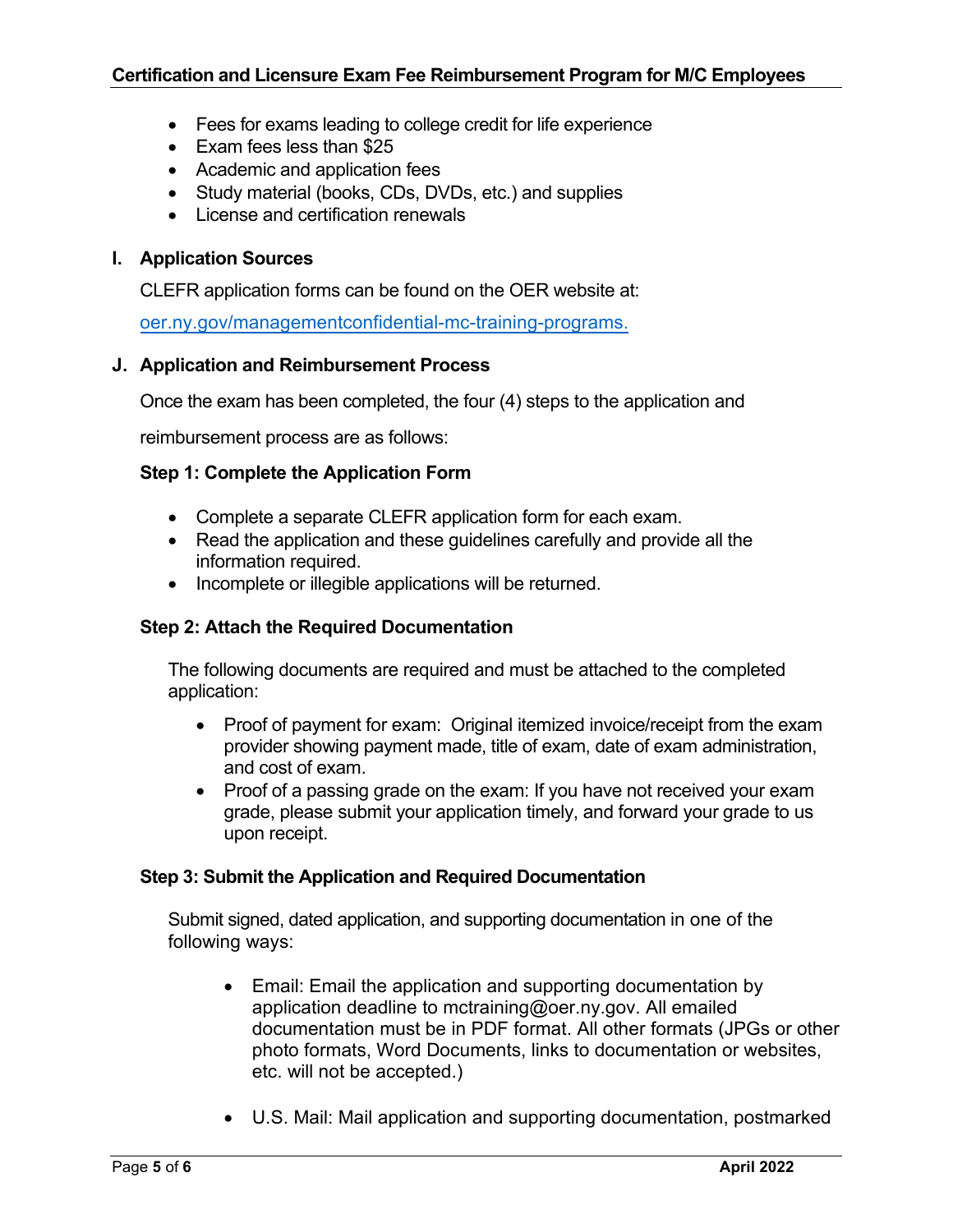- Fees for exams leading to college credit for life experience
- Exam fees less than $25
- Academic and application fees
- Study material (books, CDs, DVDs, etc.) and supplies
- License and certification renewals

## I. Application Sources

CLEFR application forms can be found on the OER website at:

[oer.ny.gov/managementconfidential-mc-training-programs.](oer.ny.gov/managementconfidential-mc-training-programs)

## J. Application and Reimbursement Process

Once the exam has been completed, the four (4) steps to the application and reimbursement process are as follows:

### Step 1: Complete the Application Form

- Complete a separate CLEFR application form for each exam.
- Read the application and these guidelines carefully and provide all the information required.
- Incomplete or illegible applications will be returned.

### Step 2: Attach the Required Documentation

The following documents are required and must be attached to the completed application:

- Proof of payment for exam: Original itemized invoice/receipt from the exam provider showing payment made, title of exam, date of exam administration, and cost of exam.
- Proof of a passing grade on the exam: If you have not received your exam grade, please submit your application timely, and forward your grade to us upon receipt.

### Step 3: Submit the Application and Required Documentation

Submit signed, dated application, and supporting documentation in one of the following ways:

- Email: Email the application and supporting documentation by application deadline to mctraining@oer.ny.gov. All emailed documentation must be in PDF format. All other formats (JPGs or other photo formats, Word Documents, links to documentation or websites, etc. will not be accepted.)

- U.S. Mail: Mail application and supporting documentation, postmarked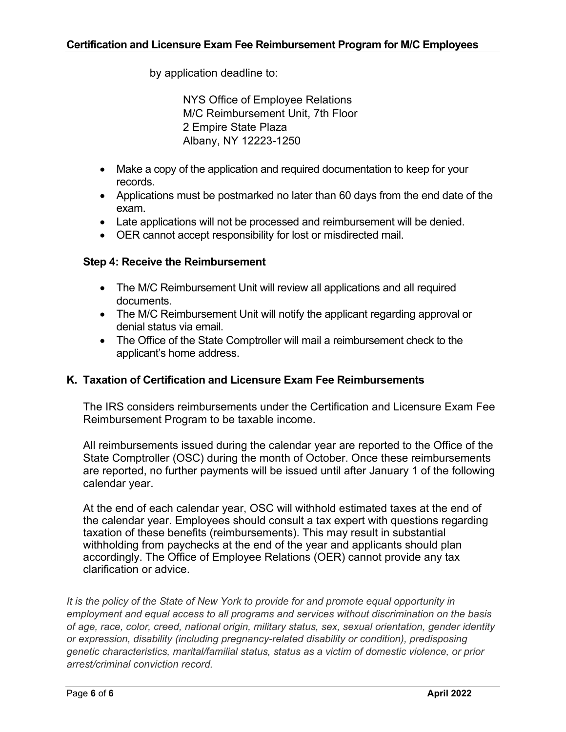by application deadline to:

NYS Office of Employee Relations
M/C Reimbursement Unit, 7th Floor
2 Empire State Plaza
Albany, NY 12223-1250

- Make a copy of the application and required documentation to keep for your records.
- Applications must be postmarked no later than 60 days from the end date of the exam.
- Late applications will not be processed and reimbursement will be denied.
- OER cannot accept responsibility for lost or misdirected mail.

### Step 4: Receive the Reimbursement

- The M/C Reimbursement Unit will review all applications and all required documents.
- The M/C Reimbursement Unit will notify the applicant regarding approval or denial status via email.
- The Office of the State Comptroller will mail a reimbursement check to the applicant's home address.

## K. Taxation of Certification and Licensure Exam Fee Reimbursements

The IRS considers reimbursements under the Certification and Licensure Exam Fee Reimbursement Program to be taxable income.

All reimbursements issued during the calendar year are reported to the Office of the State Comptroller (OSC) during the month of October. Once these reimbursements are reported, no further payments will be issued until after January 1 of the following calendar year.

At the end of each calendar year, OSC will withhold estimated taxes at the end of the calendar year. Employees should consult a tax expert with questions regarding taxation of these benefits (reimbursements). This may result in substantial withholding from paychecks at the end of the year and applicants should plan accordingly. The Office of Employee Relations (OER) cannot provide any tax clarification or advice.

*It is the policy of the State of New York to provide for and promote equal opportunity in employment and equal access to all programs and services without discrimination on the basis of age, race, color, creed, national origin, military status, sex, sexual orientation, gender identity or expression, disability (including pregnancy-related disability or condition), predisposing genetic characteristics, marital/familial status, status as a victim of domestic violence, or prior arrest/criminal conviction record.*